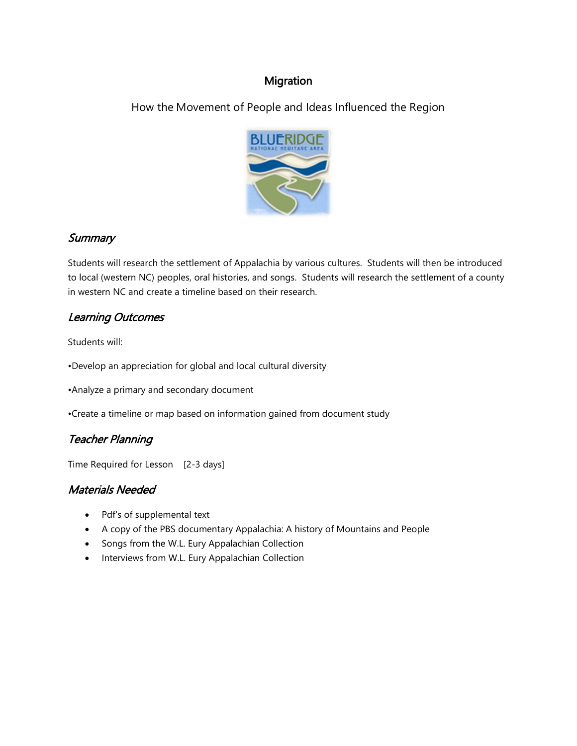# Migration

## How the Movement of People and Ideas Influenced the Region

### *Summary*

Students will research the settlement of Appalachia by various cultures. Students will then be introduced to local (western NC) peoples, oral histories, and songs. Students will research the settlement of a county in western NC and create a timeline based on their research.

### *Learning Outcomes*

Students will:

•Develop an appreciation for global and local cultural diversity

•Analyze a primary and secondary document

•Create a timeline or map based on information gained from document study

### *Teacher Planning*

Time Required for Lesson [2-3 days]

### *Materials Needed*

- Pdf's of supplemental text
- A copy of the PBS documentary Appalachia: A history of Mountains and People
- Songs from the W.L. Eury Appalachian Collection
- Interviews from W.L. Eury Appalachian Collection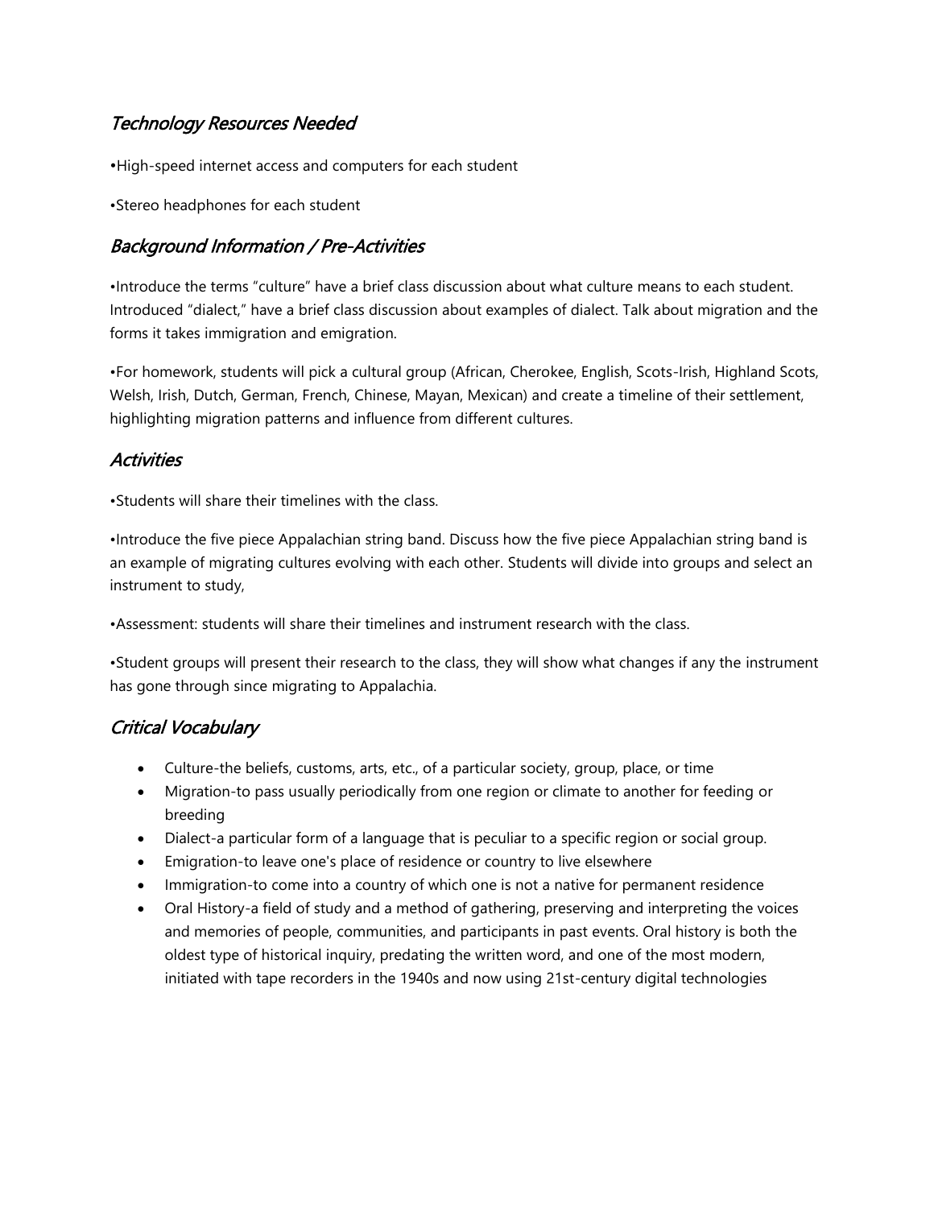## *Technology Resources Needed*

•High-speed internet access and computers for each student

•Stereo headphones for each student

## *Background Information / Pre-Activities*

•Introduce the terms "culture" have a brief class discussion about what culture means to each student. Introduced "dialect," have a brief class discussion about examples of dialect. Talk about migration and the forms it takes immigration and emigration.

•For homework, students will pick a cultural group (African, Cherokee, English, Scots-Irish, Highland Scots, Welsh, Irish, Dutch, German, French, Chinese, Mayan, Mexican) and create a timeline of their settlement, highlighting migration patterns and influence from different cultures.

## *Activities*

•Students will share their timelines with the class.

•Introduce the five piece Appalachian string band. Discuss how the five piece Appalachian string band is an example of migrating cultures evolving with each other. Students will divide into groups and select an instrument to study,

•Assessment: students will share their timelines and instrument research with the class.

•Student groups will present their research to the class, they will show what changes if any the instrument has gone through since migrating to Appalachia.

## *Critical Vocabulary*

- Culture-the beliefs, customs, arts, etc., of a particular society, group, place, or time
- Migration-to pass usually periodically from one region or climate to another for feeding or breeding
- Dialect-a particular form of a language that is peculiar to a specific region or social group.
- Emigration-to leave one's place of residence or country to live elsewhere
- Immigration-to come into a country of which one is not a native for permanent residence
- Oral History-a field of study and a method of gathering, preserving and interpreting the voices and memories of people, communities, and participants in past events. Oral history is both the oldest type of historical inquiry, predating the written word, and one of the most modern, initiated with tape recorders in the 1940s and now using 21st-century digital technologies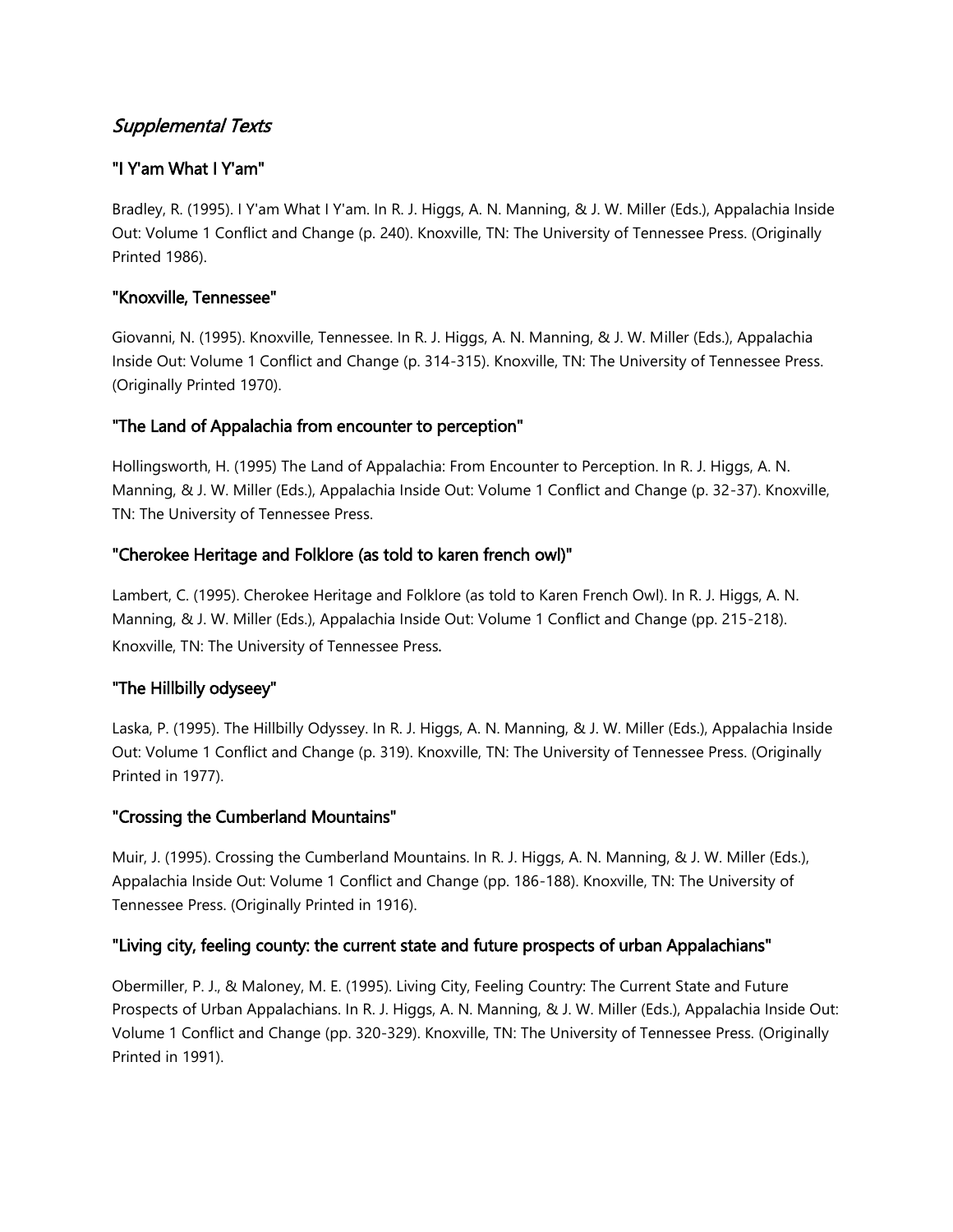## *Supplemental Texts*

### "I Y'am What I Y'am"

Bradley, R. (1995). I Y'am What I Y'am. In R. J. Higgs, A. N. Manning, & J. W. Miller (Eds.), Appalachia Inside Out: Volume 1 Conflict and Change (p. 240). Knoxville, TN: The University of Tennessee Press. (Originally Printed 1986).

### "Knoxville, Tennessee"

Giovanni, N. (1995). Knoxville, Tennessee. In R. J. Higgs, A. N. Manning, & J. W. Miller (Eds.), Appalachia Inside Out: Volume 1 Conflict and Change (p. 314-315). Knoxville, TN: The University of Tennessee Press. (Originally Printed 1970).

### "The Land of Appalachia from encounter to perception"

Hollingsworth, H. (1995) The Land of Appalachia: From Encounter to Perception. In R. J. Higgs, A. N. Manning, & J. W. Miller (Eds.), Appalachia Inside Out: Volume 1 Conflict and Change (p. 32-37). Knoxville, TN: The University of Tennessee Press.

### "Cherokee Heritage and Folklore (as told to karen french owl)"

Lambert, C. (1995). Cherokee Heritage and Folklore (as told to Karen French Owl). In R. J. Higgs, A. N. Manning, & J. W. Miller (Eds.), Appalachia Inside Out: Volume 1 Conflict and Change (pp. 215-218). Knoxville, TN: The University of Tennessee Press.

### "The Hillbilly odyseey"

Laska, P. (1995). The Hillbilly Odyssey. In R. J. Higgs, A. N. Manning, & J. W. Miller (Eds.), Appalachia Inside Out: Volume 1 Conflict and Change (p. 319). Knoxville, TN: The University of Tennessee Press. (Originally Printed in 1977).

### "Crossing the Cumberland Mountains"

Muir, J. (1995). Crossing the Cumberland Mountains. In R. J. Higgs, A. N. Manning, & J. W. Miller (Eds.), Appalachia Inside Out: Volume 1 Conflict and Change (pp. 186-188). Knoxville, TN: The University of Tennessee Press. (Originally Printed in 1916).

### "Living city, feeling county: the current state and future prospects of urban Appalachians"

Obermiller, P. J., & Maloney, M. E. (1995). Living City, Feeling Country: The Current State and Future Prospects of Urban Appalachians. In R. J. Higgs, A. N. Manning, & J. W. Miller (Eds.), Appalachia Inside Out: Volume 1 Conflict and Change (pp. 320-329). Knoxville, TN: The University of Tennessee Press. (Originally Printed in 1991).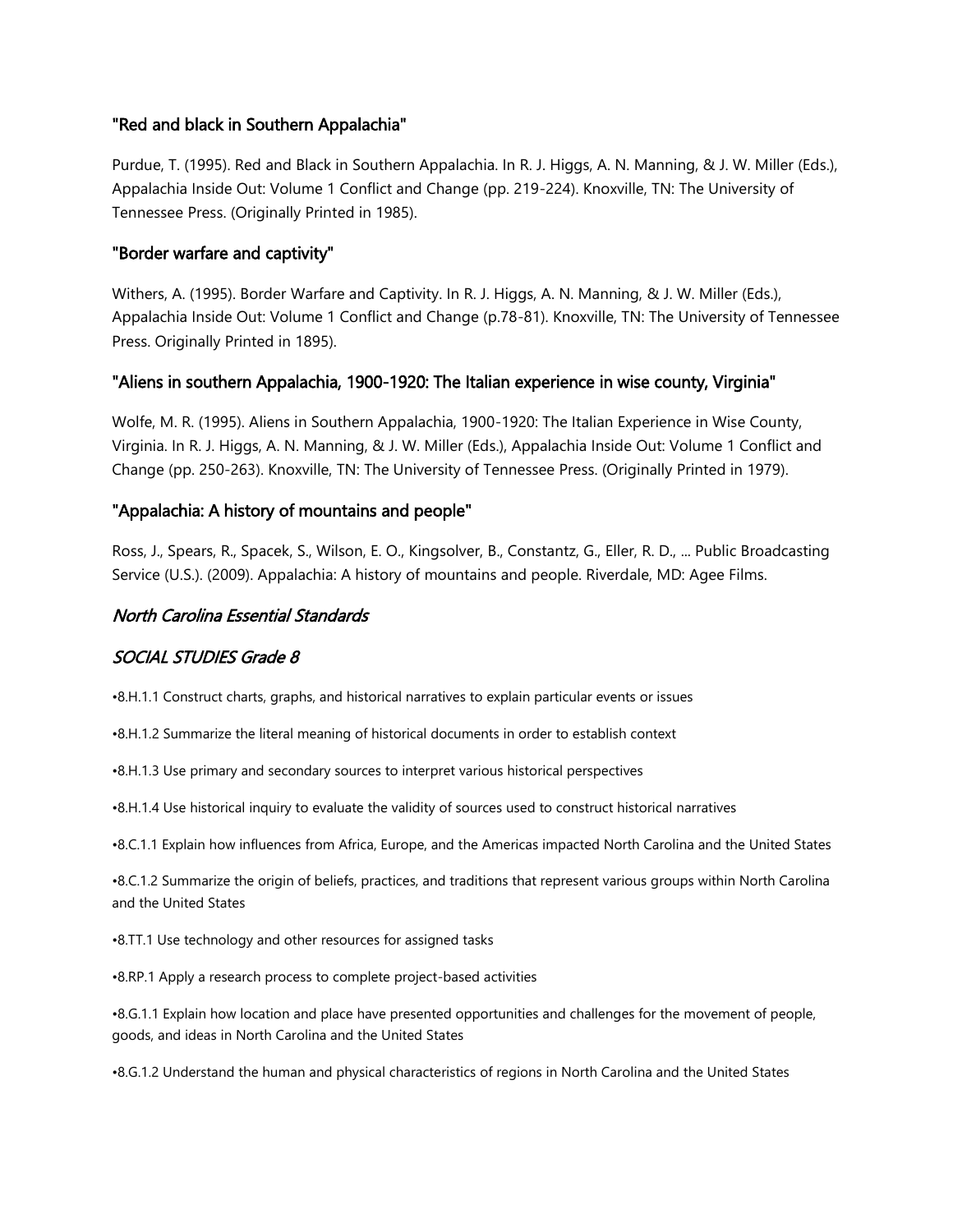### "Red and black in Southern Appalachia"

Purdue, T. (1995). Red and Black in Southern Appalachia. In R. J. Higgs, A. N. Manning, & J. W. Miller (Eds.), Appalachia Inside Out: Volume 1 Conflict and Change (pp. 219-224). Knoxville, TN: The University of Tennessee Press. (Originally Printed in 1985).

### "Border warfare and captivity"

Withers, A. (1995). Border Warfare and Captivity. In R. J. Higgs, A. N. Manning, & J. W. Miller (Eds.), Appalachia Inside Out: Volume 1 Conflict and Change (p.78-81). Knoxville, TN: The University of Tennessee Press. Originally Printed in 1895).

### "Aliens in southern Appalachia, 1900-1920: The Italian experience in wise county, Virginia"

Wolfe, M. R. (1995). Aliens in Southern Appalachia, 1900-1920: The Italian Experience in Wise County, Virginia. In R. J. Higgs, A. N. Manning, & J. W. Miller (Eds.), Appalachia Inside Out: Volume 1 Conflict and Change (pp. 250-263). Knoxville, TN: The University of Tennessee Press. (Originally Printed in 1979).

### "Appalachia: A history of mountains and people"

Ross, J., Spears, R., Spacek, S., Wilson, E. O., Kingsolver, B., Constantz, G., Eller, R. D., ... Public Broadcasting Service (U.S.). (2009). Appalachia: A history of mountains and people. Riverdale, MD: Agee Films.

## *North Carolina Essential Standards*

## *SOCIAL STUDIES Grade 8*

- 8.H.1.1 Construct charts, graphs, and historical narratives to explain particular events or issues
- 8.H.1.2 Summarize the literal meaning of historical documents in order to establish context
- 8.H.1.3 Use primary and secondary sources to interpret various historical perspectives
- 8.H.1.4 Use historical inquiry to evaluate the validity of sources used to construct historical narratives
- 8.C.1.1 Explain how influences from Africa, Europe, and the Americas impacted North Carolina and the United States
- 8.C.1.2 Summarize the origin of beliefs, practices, and traditions that represent various groups within North Carolina and the United States
- 8.TT.1 Use technology and other resources for assigned tasks
- 8.RP.1 Apply a research process to complete project-based activities
- 8.G.1.1 Explain how location and place have presented opportunities and challenges for the movement of people, goods, and ideas in North Carolina and the United States
- 8.G.1.2 Understand the human and physical characteristics of regions in North Carolina and the United States